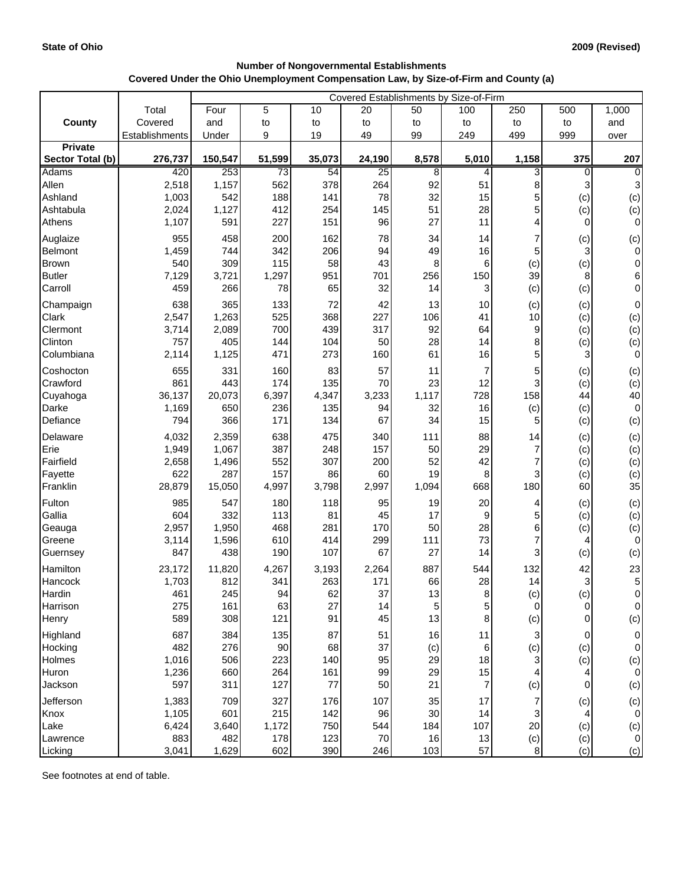**State of Ohio** **2009 (Revised)**

**Number of Nongovernmental Establishments**
**Covered Under the Ohio Unemployment Compensation Law, by Size-of-Firm and County (a)**

| County | Total Covered Establishments | Covered Establishments by Size-of-Firm | | | | | | | | |
|---|---|---|---|---|---|---|---|---|---|---|
| | | Four and Under | 5 to 9 | 10 to 19 | 20 to 49 | 50 to 99 | 100 to 249 | 250 to 499 | 500 to 999 | 1,000 and over |
| **Private Sector Total (b)** | **276,737** | **150,547** | **51,599** | **35,073** | **24,190** | **8,578** | **5,010** | **1,158** | **375** | **207** |
| Adams | 420 | 253 | 73 | 54 | 25 | 8 | 4 | 3 | 0 | 0 |
| Allen | 2,518 | 1,157 | 562 | 378 | 264 | 92 | 51 | 8 | 3 | 3 |
| Ashland | 1,003 | 542 | 188 | 141 | 78 | 32 | 15 | 5 | (c) | (c) |
| Ashtabula | 2,024 | 1,127 | 412 | 254 | 145 | 51 | 28 | 5 | (c) | (c) |
| Athens | 1,107 | 591 | 227 | 151 | 96 | 27 | 11 | 4 | 0 | 0 |
| Auglaize | 955 | 458 | 200 | 162 | 78 | 34 | 14 | 7 | (c) | (c) |
| Belmont | 1,459 | 744 | 342 | 206 | 94 | 49 | 16 | 5 | 3 | 0 |
| Brown | 540 | 309 | 115 | 58 | 43 | 8 | 6 | (c) | (c) | 0 |
| Butler | 7,129 | 3,721 | 1,297 | 951 | 701 | 256 | 150 | 39 | 8 | 6 |
| Carroll | 459 | 266 | 78 | 65 | 32 | 14 | 3 | (c) | (c) | 0 |
| Champaign | 638 | 365 | 133 | 72 | 42 | 13 | 10 | (c) | (c) | 0 |
| Clark | 2,547 | 1,263 | 525 | 368 | 227 | 106 | 41 | 10 | (c) | (c) |
| Clermont | 3,714 | 2,089 | 700 | 439 | 317 | 92 | 64 | 9 | (c) | (c) |
| Clinton | 757 | 405 | 144 | 104 | 50 | 28 | 14 | 8 | (c) | (c) |
| Columbiana | 2,114 | 1,125 | 471 | 273 | 160 | 61 | 16 | 5 | 3 | 0 |
| Coshocton | 655 | 331 | 160 | 83 | 57 | 11 | 7 | 5 | (c) | (c) |
| Crawford | 861 | 443 | 174 | 135 | 70 | 23 | 12 | 3 | (c) | (c) |
| Cuyahoga | 36,137 | 20,073 | 6,397 | 4,347 | 3,233 | 1,117 | 728 | 158 | 44 | 40 |
| Darke | 1,169 | 650 | 236 | 135 | 94 | 32 | 16 | (c) | (c) | 0 |
| Defiance | 794 | 366 | 171 | 134 | 67 | 34 | 15 | 5 | (c) | (c) |
| Delaware | 4,032 | 2,359 | 638 | 475 | 340 | 111 | 88 | 14 | (c) | (c) |
| Erie | 1,949 | 1,067 | 387 | 248 | 157 | 50 | 29 | 7 | (c) | (c) |
| Fairfield | 2,658 | 1,496 | 552 | 307 | 200 | 52 | 42 | 7 | (c) | (c) |
| Fayette | 622 | 287 | 157 | 86 | 60 | 19 | 8 | 3 | (c) | (c) |
| Franklin | 28,879 | 15,050 | 4,997 | 3,798 | 2,997 | 1,094 | 668 | 180 | 60 | 35 |
| Fulton | 985 | 547 | 180 | 118 | 95 | 19 | 20 | 4 | (c) | (c) |
| Gallia | 604 | 332 | 113 | 81 | 45 | 17 | 9 | 5 | (c) | (c) |
| Geauga | 2,957 | 1,950 | 468 | 281 | 170 | 50 | 28 | 6 | (c) | (c) |
| Greene | 3,114 | 1,596 | 610 | 414 | 299 | 111 | 73 | 7 | 4 | 0 |
| Guernsey | 847 | 438 | 190 | 107 | 67 | 27 | 14 | 3 | (c) | (c) |
| Hamilton | 23,172 | 11,820 | 4,267 | 3,193 | 2,264 | 887 | 544 | 132 | 42 | 23 |
| Hancock | 1,703 | 812 | 341 | 263 | 171 | 66 | 28 | 14 | 3 | 5 |
| Hardin | 461 | 245 | 94 | 62 | 37 | 13 | 8 | (c) | (c) | 0 |
| Harrison | 275 | 161 | 63 | 27 | 14 | 5 | 5 | 0 | 0 | 0 |
| Henry | 589 | 308 | 121 | 91 | 45 | 13 | 8 | (c) | 0 | (c) |
| Highland | 687 | 384 | 135 | 87 | 51 | 16 | 11 | 3 | 0 | 0 |
| Hocking | 482 | 276 | 90 | 68 | 37 | (c) | 6 | (c) | (c) | 0 |
| Holmes | 1,016 | 506 | 223 | 140 | 95 | 29 | 18 | 3 | (c) | (c) |
| Huron | 1,236 | 660 | 264 | 161 | 99 | 29 | 15 | 4 | 4 | 0 |
| Jackson | 597 | 311 | 127 | 77 | 50 | 21 | 7 | (c) | 0 | (c) |
| Jefferson | 1,383 | 709 | 327 | 176 | 107 | 35 | 17 | 7 | (c) | (c) |
| Knox | 1,105 | 601 | 215 | 142 | 96 | 30 | 14 | 3 | 4 | 0 |
| Lake | 6,424 | 3,640 | 1,172 | 750 | 544 | 184 | 107 | 20 | (c) | (c) |
| Lawrence | 883 | 482 | 178 | 123 | 70 | 16 | 13 | (c) | (c) | 0 |
| Licking | 3,041 | 1,629 | 602 | 390 | 246 | 103 | 57 | 8 | (c) | (c) |

See footnotes at end of table.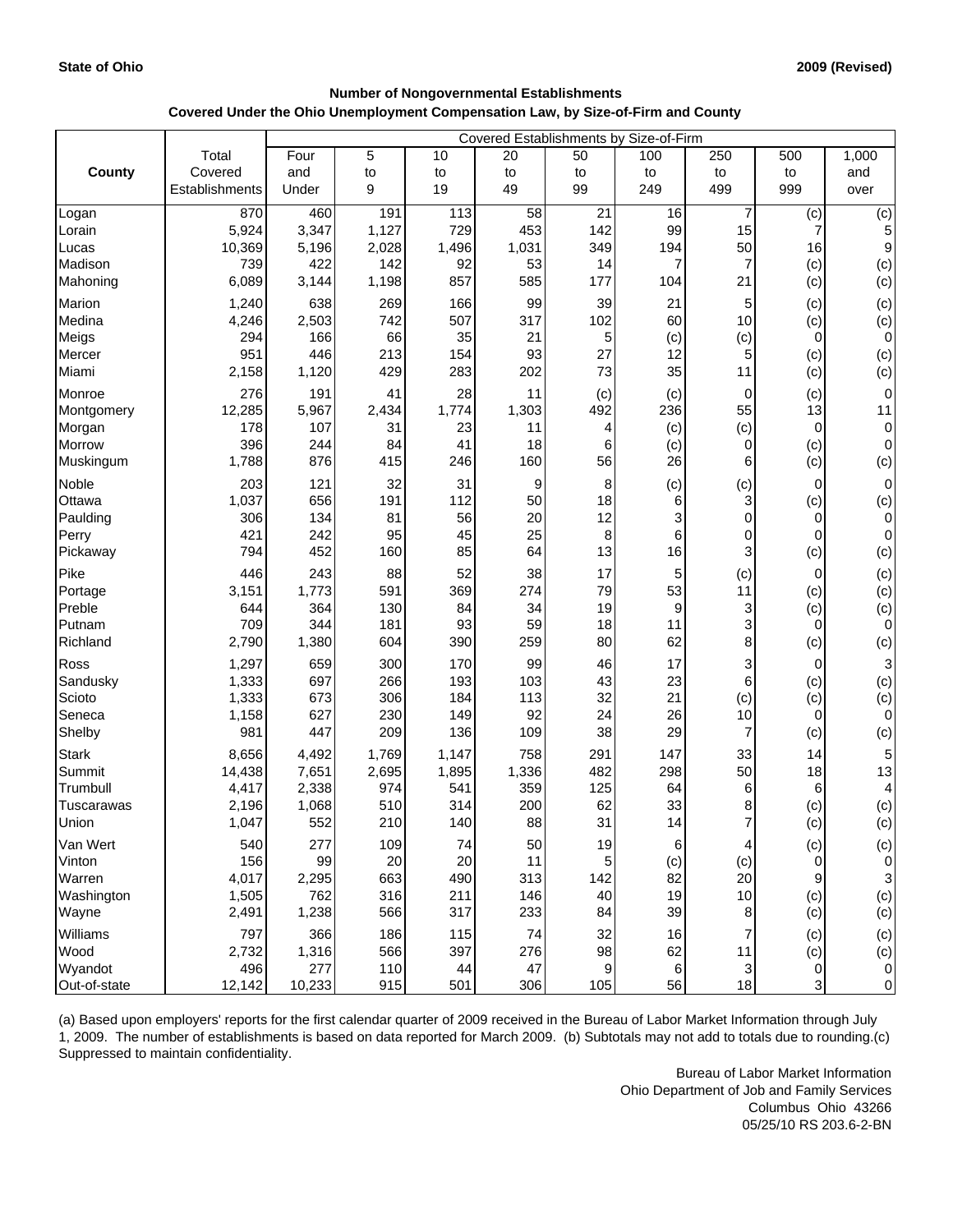**State of Ohio** **2009 (Revised)**

**Number of Nongovernmental Establishments**
**Covered Under the Ohio Unemployment Compensation Law, by Size-of-Firm and County**

| County | Total Covered Establishments | Covered Establishments by Size-of-Firm | | | | | | | | |
|---|---|---|---|---|---|---|---|---|---|---|
| | | Four and Under | 5 to 9 | 10 to 19 | 20 to 49 | 50 to 99 | 100 to 249 | 250 to 499 | 500 to 999 | 1,000 and over |
| Logan | 870 | 460 | 191 | 113 | 58 | 21 | 16 | 7 | (c) | (c) |
| Lorain | 5,924 | 3,347 | 1,127 | 729 | 453 | 142 | 99 | 15 | 7 | 5 |
| Lucas | 10,369 | 5,196 | 2,028 | 1,496 | 1,031 | 349 | 194 | 50 | 16 | 9 |
| Madison | 739 | 422 | 142 | 92 | 53 | 14 | 7 | 7 | (c) | (c) |
| Mahoning | 6,089 | 3,144 | 1,198 | 857 | 585 | 177 | 104 | 21 | (c) | (c) |
| Marion | 1,240 | 638 | 269 | 166 | 99 | 39 | 21 | 5 | (c) | (c) |
| Medina | 4,246 | 2,503 | 742 | 507 | 317 | 102 | 60 | 10 | (c) | (c) |
| Meigs | 294 | 166 | 66 | 35 | 21 | 5 | (c) | (c) | 0 | 0 |
| Mercer | 951 | 446 | 213 | 154 | 93 | 27 | 12 | 5 | (c) | (c) |
| Miami | 2,158 | 1,120 | 429 | 283 | 202 | 73 | 35 | 11 | (c) | (c) |
| Monroe | 276 | 191 | 41 | 28 | 11 | (c) | (c) | 0 | (c) | 0 |
| Montgomery | 12,285 | 5,967 | 2,434 | 1,774 | 1,303 | 492 | 236 | 55 | 13 | 11 |
| Morgan | 178 | 107 | 31 | 23 | 11 | 4 | (c) | (c) | 0 | 0 |
| Morrow | 396 | 244 | 84 | 41 | 18 | 6 | (c) | 0 | (c) | 0 |
| Muskingum | 1,788 | 876 | 415 | 246 | 160 | 56 | 26 | 6 | (c) | (c) |
| Noble | 203 | 121 | 32 | 31 | 9 | 8 | (c) | (c) | 0 | 0 |
| Ottawa | 1,037 | 656 | 191 | 112 | 50 | 18 | 6 | 3 | (c) | (c) |
| Paulding | 306 | 134 | 81 | 56 | 20 | 12 | 3 | 0 | 0 | 0 |
| Perry | 421 | 242 | 95 | 45 | 25 | 8 | 6 | 0 | 0 | 0 |
| Pickaway | 794 | 452 | 160 | 85 | 64 | 13 | 16 | 3 | (c) | (c) |
| Pike | 446 | 243 | 88 | 52 | 38 | 17 | 5 | (c) | 0 | (c) |
| Portage | 3,151 | 1,773 | 591 | 369 | 274 | 79 | 53 | 11 | (c) | (c) |
| Preble | 644 | 364 | 130 | 84 | 34 | 19 | 9 | 3 | (c) | (c) |
| Putnam | 709 | 344 | 181 | 93 | 59 | 18 | 11 | 3 | 0 | 0 |
| Richland | 2,790 | 1,380 | 604 | 390 | 259 | 80 | 62 | 8 | (c) | (c) |
| Ross | 1,297 | 659 | 300 | 170 | 99 | 46 | 17 | 3 | 0 | 3 |
| Sandusky | 1,333 | 697 | 266 | 193 | 103 | 43 | 23 | 6 | (c) | (c) |
| Scioto | 1,333 | 673 | 306 | 184 | 113 | 32 | 21 | (c) | (c) | (c) |
| Seneca | 1,158 | 627 | 230 | 149 | 92 | 24 | 26 | 10 | 0 | 0 |
| Shelby | 981 | 447 | 209 | 136 | 109 | 38 | 29 | 7 | (c) | (c) |
| Stark | 8,656 | 4,492 | 1,769 | 1,147 | 758 | 291 | 147 | 33 | 14 | 5 |
| Summit | 14,438 | 7,651 | 2,695 | 1,895 | 1,336 | 482 | 298 | 50 | 18 | 13 |
| Trumbull | 4,417 | 2,338 | 974 | 541 | 359 | 125 | 64 | 6 | 6 | 4 |
| Tuscarawas | 2,196 | 1,068 | 510 | 314 | 200 | 62 | 33 | 8 | (c) | (c) |
| Union | 1,047 | 552 | 210 | 140 | 88 | 31 | 14 | 7 | (c) | (c) |
| Van Wert | 540 | 277 | 109 | 74 | 50 | 19 | 6 | 4 | (c) | (c) |
| Vinton | 156 | 99 | 20 | 20 | 11 | 5 | (c) | (c) | 0 | 0 |
| Warren | 4,017 | 2,295 | 663 | 490 | 313 | 142 | 82 | 20 | 9 | 3 |
| Washington | 1,505 | 762 | 316 | 211 | 146 | 40 | 19 | 10 | (c) | (c) |
| Wayne | 2,491 | 1,238 | 566 | 317 | 233 | 84 | 39 | 8 | (c) | (c) |
| Williams | 797 | 366 | 186 | 115 | 74 | 32 | 16 | 7 | (c) | (c) |
| Wood | 2,732 | 1,316 | 566 | 397 | 276 | 98 | 62 | 11 | (c) | (c) |
| Wyandot | 496 | 277 | 110 | 44 | 47 | 9 | 6 | 3 | 0 | 0 |
| Out-of-state | 12,142 | 10,233 | 915 | 501 | 306 | 105 | 56 | 18 | 3 | 0 |

(a) Based upon employers' reports for the first calendar quarter of 2009 received in the Bureau of Labor Market Information through July 1, 2009. The number of establishments is based on data reported for March 2009. (b) Subtotals may not add to totals due to rounding.(c) Suppressed to maintain confidentiality.

Bureau of Labor Market Information
Ohio Department of Job and Family Services
Columbus Ohio 43266
05/25/10 RS 203.6-2-BN